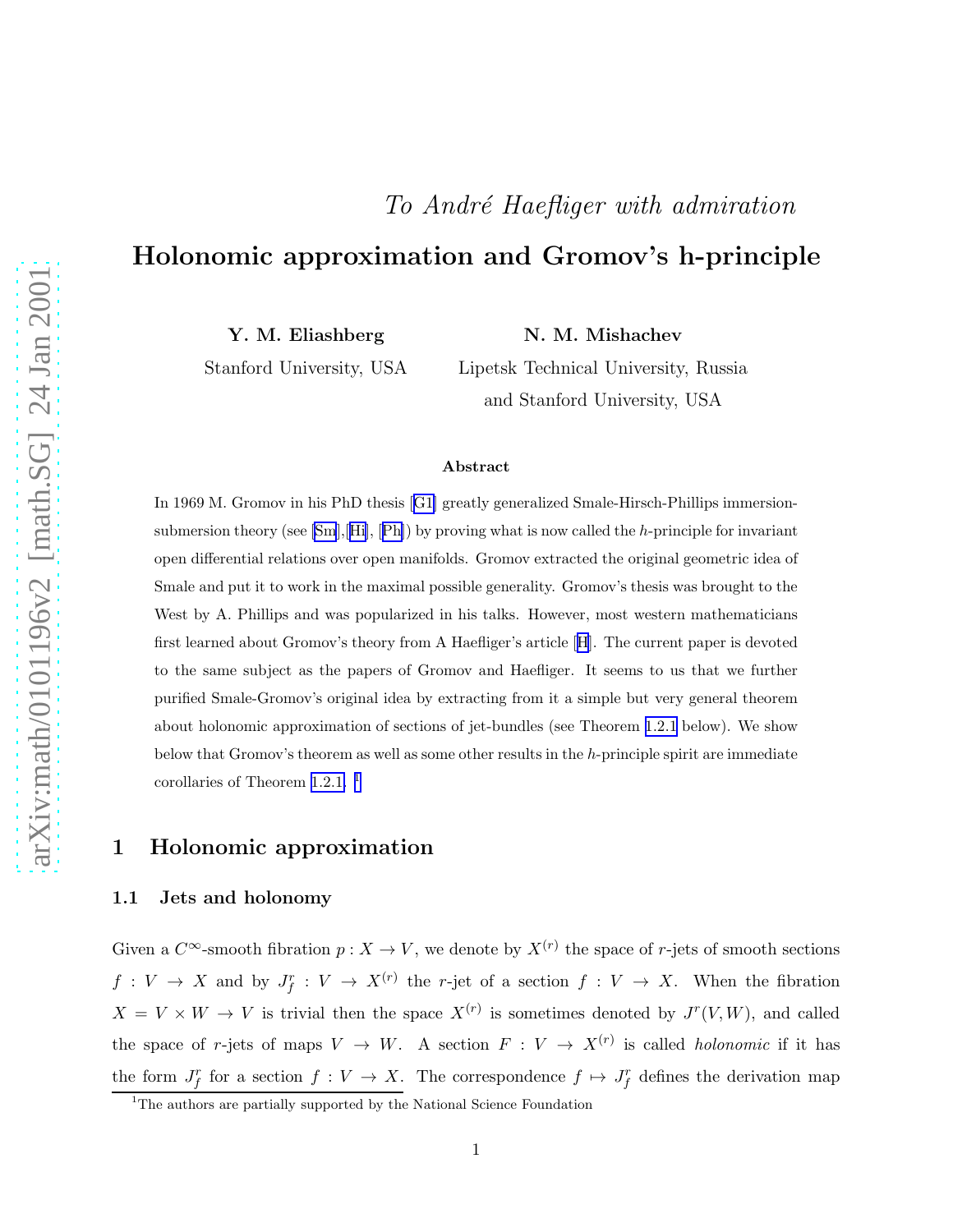*To André Haefliger with admiration*

# Holonomic approximation and Gromov's h-principle

**Y. M. Eliashberg**
Stanford University, USA

**N. M. Mishachev**
Lipetsk Technical University, Russia
and Stanford University, USA

### Abstract

In 1969 M. Gromov in his PhD thesis [G1] greatly generalized Smale-Hirsch-Phillips immersion-submersion theory (see [Sm],[Hi], [Ph]) by proving what is now called the *h*-principle for invariant open differential relations over open manifolds. Gromov extracted the original geometric idea of Smale and put it to work in the maximal possible generality. Gromov's thesis was brought to the West by A. Phillips and was popularized in his talks. However, most western mathematicians first learned about Gromov's theory from A Haefliger's article [H]. The current paper is devoted to the same subject as the papers of Gromov and Haefliger. It seems to us that we further purified Smale-Gromov's original idea by extracting from it a simple but very general theorem about holonomic approximation of sections of jet-bundles (see Theorem 1.2.1 below). We show below that Gromov's theorem as well as some other results in the *h*-principle spirit are immediate corollaries of Theorem 1.2.1. [1]

## 1 Holonomic approximation

### 1.1 Jets and holonomy

Given a $C^\infty$-smooth fibration $p : X \to V$, we denote by $X^{(r)}$ the space of $r$-jets of smooth sections $f : V \to X$ and by $J^r_f : V \to X^{(r)}$ the $r$-jet of a section $f : V \to X$. When the fibration $X = V \times W \to V$ is trivial then the space $X^{(r)}$ is sometimes denoted by $J^r(V, W)$, and called the space of $r$-jets of maps $V \to W$. A section $F : V \to X^{(r)}$ is called *holonomic* if it has the form $J^r_f$ for a section $f : V \to X$. The correspondence $f \mapsto J^r_f$ defines the derivation map

[1] The authors are partially supported by the National Science Foundation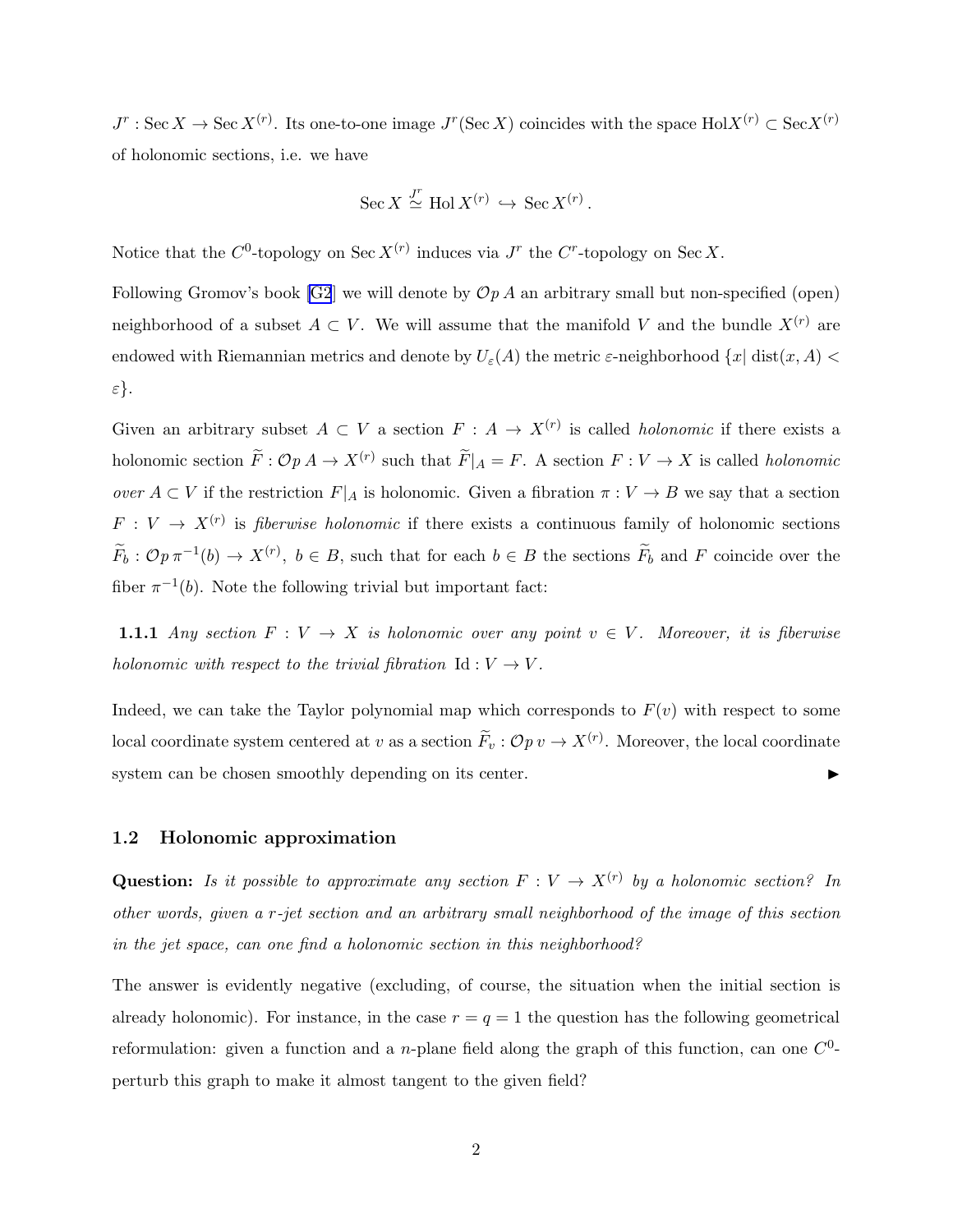$J^r : \operatorname{Sec} X \to \operatorname{Sec} X^{(r)}$. Its one-to-one image $J^r(\operatorname{Sec} X)$ coincides with the space $\operatorname{Hol} X^{(r)} \subset \operatorname{Sec} X^{(r)}$ of holonomic sections, i.e. we have

$$\operatorname{Sec} X \overset{J^r}{\simeq} \operatorname{Hol} X^{(r)} \hookrightarrow \operatorname{Sec} X^{(r)}.$$

Notice that the $C^0$-topology on $\operatorname{Sec} X^{(r)}$ induces via $J^r$ the $C^r$-topology on $\operatorname{Sec} X$.

Following Gromov's book [G2] we will denote by $\mathcal{O}p\, A$ an arbitrary small but non-specified (open) neighborhood of a subset $A \subset V$. We will assume that the manifold $V$ and the bundle $X^{(r)}$ are endowed with Riemannian metrics and denote by $U_\varepsilon(A)$ the metric $\varepsilon$-neighborhood $\{x | \operatorname{dist}(x, A) < \varepsilon\}$.

Given an arbitrary subset $A \subset V$ a section $F : A \to X^{(r)}$ is called *holonomic* if there exists a holonomic section $\widetilde{F} : \mathcal{O}p\, A \to X^{(r)}$ such that $\widetilde{F}|_A = F$. A section $F : V \to X$ is called *holonomic over* $A \subset V$ if the restriction $F|_A$ is holonomic. Given a fibration $\pi : V \to B$ we say that a section $F : V \to X^{(r)}$ is *fiberwise holonomic* if there exists a continuous family of holonomic sections $\widetilde{F}_b : \mathcal{O}p\, \pi^{-1}(b) \to X^{(r)}$, $b \in B$, such that for each $b \in B$ the sections $\widetilde{F}_b$ and $F$ coincide over the fiber $\pi^{-1}(b)$. Note the following trivial but important fact:

**1.1.1** *Any section $F : V \to X$ is holonomic over any point $v \in V$. Moreover, it is fiberwise holonomic with respect to the trivial fibration $\operatorname{Id} : V \to V$.*

Indeed, we can take the Taylor polynomial map which corresponds to $F(v)$ with respect to some local coordinate system centered at $v$ as a section $\widetilde{F}_v : \mathcal{O}p\, v \to X^{(r)}$. Moreover, the local coordinate system can be chosen smoothly depending on its center. ▶

### 1.2 Holonomic approximation

**Question:** *Is it possible to approximate any section $F : V \to X^{(r)}$ by a holonomic section? In other words, given a $r$-jet section and an arbitrary small neighborhood of the image of this section in the jet space, can one find a holonomic section in this neighborhood?*

The answer is evidently negative (excluding, of course, the situation when the initial section is already holonomic). For instance, in the case $r = q = 1$ the question has the following geometrical reformulation: given a function and a $n$-plane field along the graph of this function, can one $C^0$-perturb this graph to make it almost tangent to the given field?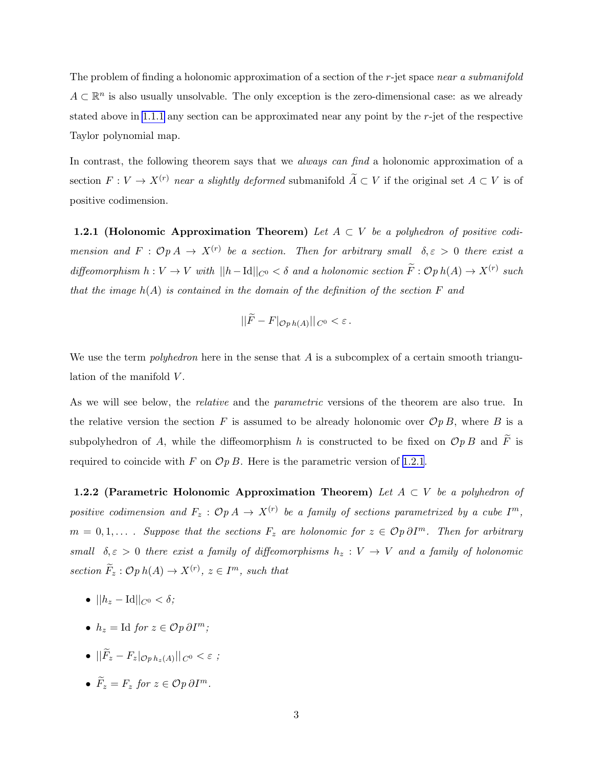The problem of finding a holonomic approximation of a section of the $r$-jet space *near a submanifold* $A \subset \mathbb{R}^n$ is also usually unsolvable. The only exception is the zero-dimensional case: as we already stated above in 1.1.1 any section can be approximated near any point by the $r$-jet of the respective Taylor polynomial map.

In contrast, the following theorem says that we *always can find* a holonomic approximation of a section $F : V \to X^{(r)}$ *near a slightly deformed* submanifold $\widetilde{A} \subset V$ if the original set $A \subset V$ is of positive codimension.

**1.2.1 (Holonomic Approximation Theorem)** *Let $A \subset V$ be a polyhedron of positive codimension and $F : \mathcal{O}p\, A \to X^{(r)}$ be a section. Then for arbitrary small $\delta, \varepsilon > 0$ there exist a diffeomorphism $h : V \to V$ with $||h - \mathrm{Id}||_{C^0} < \delta$ and a holonomic section $\widetilde{F} : \mathcal{O}p\, h(A) \to X^{(r)}$ such that the image $h(A)$ is contained in the domain of the definition of the section $F$ and*

$$||\widetilde{F} - F|_{\mathcal{O}p\, h(A)}||_{C^0} < \varepsilon\,.$$

We use the term *polyhedron* here in the sense that $A$ is a subcomplex of a certain smooth triangulation of the manifold $V$.

As we will see below, the *relative* and the *parametric* versions of the theorem are also true. In the relative version the section $F$ is assumed to be already holonomic over $\mathcal{O}p\, B$, where $B$ is a subpolyhedron of $A$, while the diffeomorphism $h$ is constructed to be fixed on $\mathcal{O}p\, B$ and $\widetilde{F}$ is required to coincide with $F$ on $\mathcal{O}p\, B$. Here is the parametric version of 1.2.1.

**1.2.2 (Parametric Holonomic Approximation Theorem)** *Let $A \subset V$ be a polyhedron of positive codimension and $F_z : \mathcal{O}p\, A \to X^{(r)}$ be a family of sections parametrized by a cube $I^m$, $m = 0, 1, \dots$ . Suppose that the sections $F_z$ are holonomic for $z \in \mathcal{O}p\, \partial I^m$. Then for arbitrary small $\delta, \varepsilon > 0$ there exist a family of diffeomorphisms $h_z : V \to V$ and a family of holonomic section $\widetilde{F}_z : \mathcal{O}p\, h(A) \to X^{(r)}$, $z \in I^m$, such that*

- $||h_z - \mathrm{Id}||_{C^0} < \delta$;
- $h_z = \mathrm{Id}$ *for* $z \in \mathcal{O}p\, \partial I^m$;
- $||\widetilde{F}_z - F_z|_{\mathcal{O}p\, h_z(A)}||_{C^0} < \varepsilon$ ;
- $\widetilde{F}_z = F_z$ *for* $z \in \mathcal{O}p\, \partial I^m$.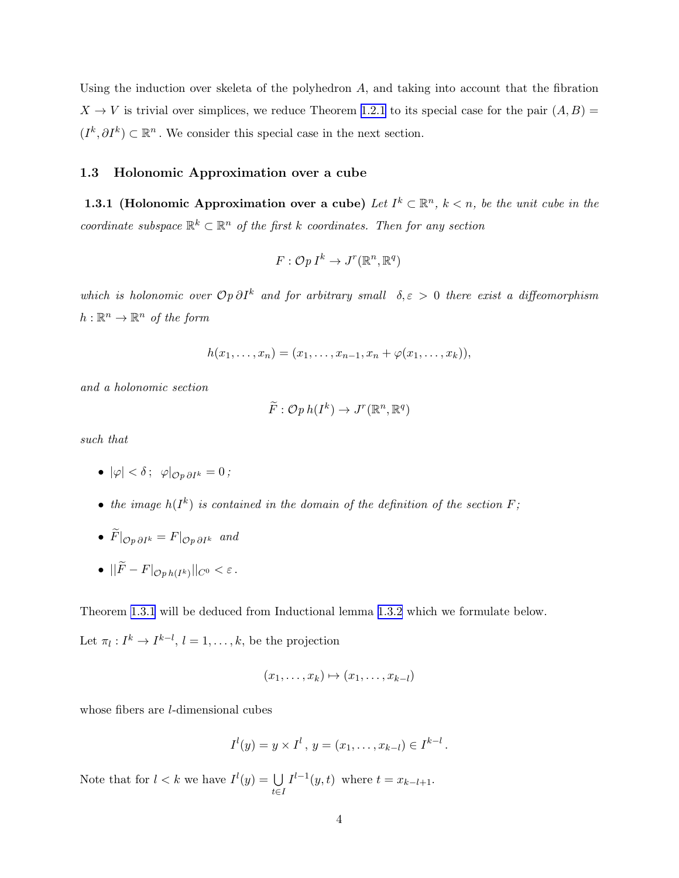Using the induction over skeleta of the polyhedron $A$, and taking into account that the fibration $X \to V$ is trivial over simplices, we reduce Theorem 1.2.1 to its special case for the pair $(A, B) = (I^k, \partial I^k) \subset \mathbb{R}^n$. We consider this special case in the next section.

## 1.3 Holonomic Approximation over a cube

**1.3.1 (Holonomic Approximation over a cube)** *Let $I^k \subset \mathbb{R}^n$, $k < n$, be the unit cube in the coordinate subspace $\mathbb{R}^k \subset \mathbb{R}^n$ of the first $k$ coordinates. Then for any section*

$$F : \mathcal{O}p\, I^k \to J^r(\mathbb{R}^n, \mathbb{R}^q)$$

*which is holonomic over $\mathcal{O}p\, \partial I^k$ and for arbitrary small $\delta, \varepsilon > 0$ there exist a diffeomorphism $h : \mathbb{R}^n \to \mathbb{R}^n$ of the form*

$$h(x_1, \dots, x_n) = (x_1, \dots, x_{n-1}, x_n + \varphi(x_1, \dots, x_k)),$$

*and a holonomic section*

$$\widetilde{F} : \mathcal{O}p\, h(I^k) \to J^r(\mathbb{R}^n, \mathbb{R}^q)$$

*such that*

- *$|\varphi| < \delta$; $\varphi|_{\mathcal{O}p\, \partial I^k} = 0$;*
- *the image $h(I^k)$ is contained in the domain of the definition of the section $F$;*
- *$\widetilde{F}|_{\mathcal{O}p\, \partial I^k} = F|_{\mathcal{O}p\, \partial I^k}$ and*
- *$||\widetilde{F} - F|_{\mathcal{O}p\, h(I^k)}||_{C^0} < \varepsilon$.*

Theorem 1.3.1 will be deduced from Inductional lemma 1.3.2 which we formulate below.

Let $\pi_l : I^k \to I^{k-l}$, $l = 1, \dots, k$, be the projection

$$(x_1, \dots, x_k) \mapsto (x_1, \dots, x_{k-l})$$

whose fibers are $l$-dimensional cubes

$$I^l(y) = y \times I^l\,,\; y = (x_1, \dots, x_{k-l}) \in I^{k-l}\,.$$

Note that for $l < k$ we have $I^l(y) = \bigcup\limits_{t \in I} I^{l-1}(y, t)$ where $t = x_{k-l+1}$.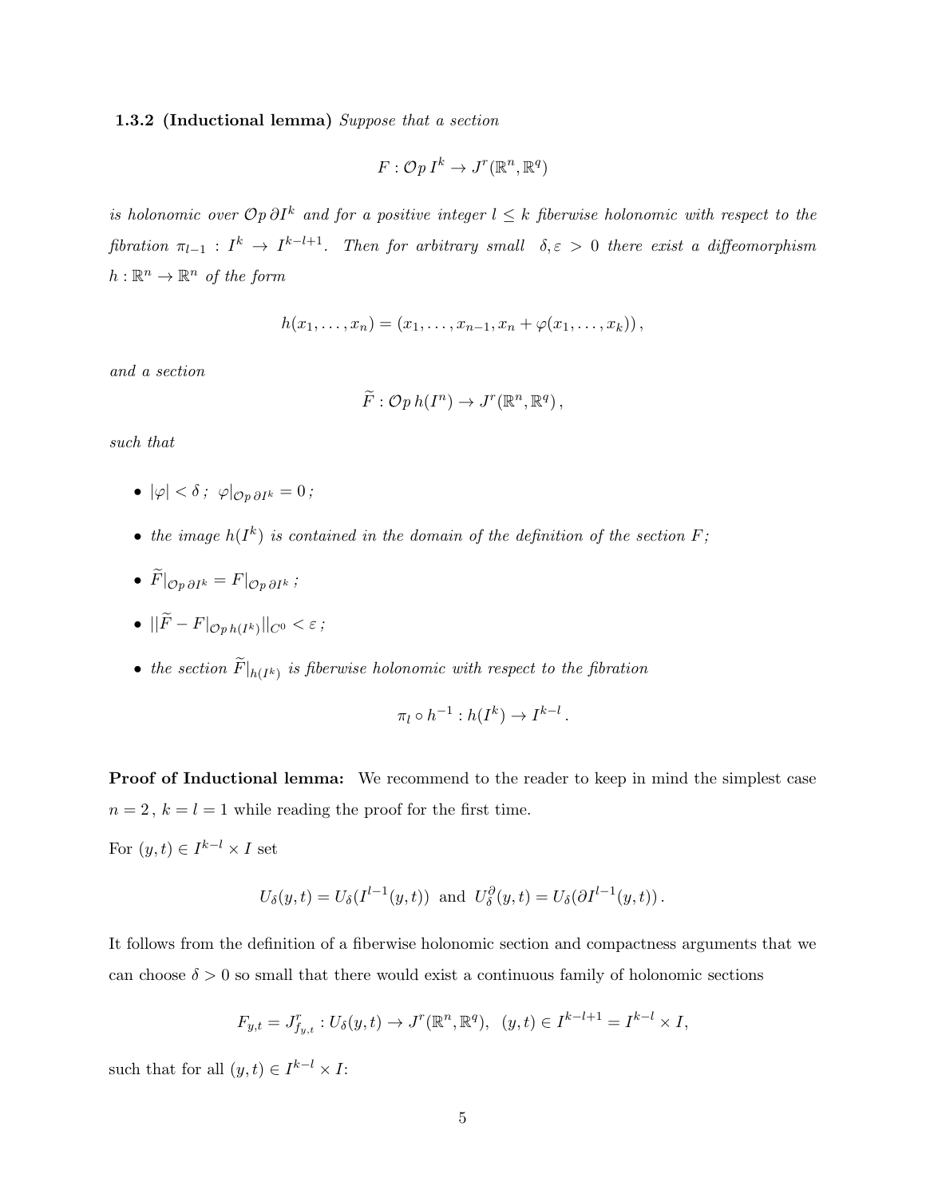**1.3.2 (Inductional lemma)** *Suppose that a section*

$$F : \mathcal{O}p\, I^k \to J^r(\mathbb{R}^n, \mathbb{R}^q)$$

*is holonomic over $\mathcal{O}p\, \partial I^k$ and for a positive integer $l \leq k$ fiberwise holonomic with respect to the fibration $\pi_{l-1} : I^k \to I^{k-l+1}$. Then for arbitrary small $\delta, \varepsilon > 0$ there exist a diffeomorphism $h : \mathbb{R}^n \to \mathbb{R}^n$ of the form*

$$h(x_1, \dots, x_n) = (x_1, \dots, x_{n-1}, x_n + \varphi(x_1, \dots, x_k))\,,$$

*and a section*

$$\widetilde{F} : \mathcal{O}p\, h(I^n) \to J^r(\mathbb{R}^n, \mathbb{R}^q)\,,$$

*such that*

- $|\varphi| < \delta\,;\ \varphi|_{\mathcal{O}p\, \partial I^k} = 0\,;$
- *the image $h(I^k)$ is contained in the domain of the definition of the section $F$;*
- $\widetilde{F}|_{\mathcal{O}p\, \partial I^k} = F|_{\mathcal{O}p\, \partial I^k}\,;$
- $||\widetilde{F} - F|_{\mathcal{O}p\, h(I^k)}||_{C^0} < \varepsilon\,;$
- *the section $\widetilde{F}|_{h(I^k)}$ is fiberwise holonomic with respect to the fibration*

$$\pi_l \circ h^{-1} : h(I^k) \to I^{k-l}\,.$$

**Proof of Inductional lemma:** We recommend to the reader to keep in mind the simplest case $n = 2\,,\ k = l = 1$ while reading the proof for the first time.

For $(y, t) \in I^{k-l} \times I$ set

$$U_\delta(y, t) = U_\delta(I^{l-1}(y, t)) \ \text{ and } \ U_\delta^\partial(y, t) = U_\delta(\partial I^{l-1}(y, t))\,.$$

It follows from the definition of a fiberwise holonomic section and compactness arguments that we can choose $\delta > 0$ so small that there would exist a continuous family of holonomic sections

$$F_{y,t} = J^r_{f_{y,t}} : U_\delta(y, t) \to J^r(\mathbb{R}^n, \mathbb{R}^q), \ \ (y, t) \in I^{k-l+1} = I^{k-l} \times I,$$

such that for all $(y, t) \in I^{k-l} \times I$: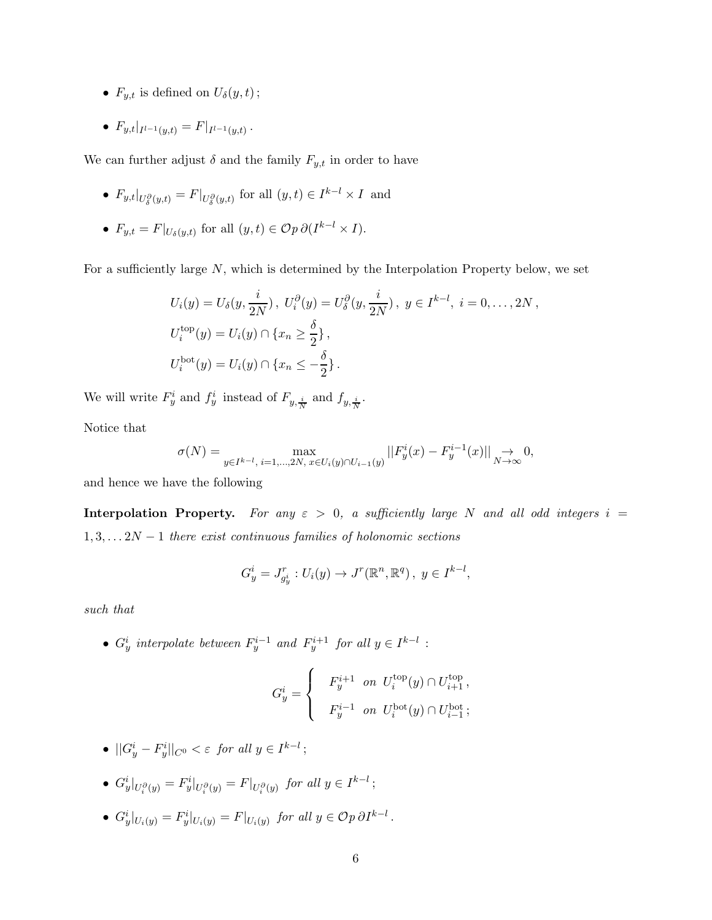- $F_{y,t}$ is defined on $U_\delta(y,t)$;
- $F_{y,t}|_{I^{l-1}(y,t)} = F|_{I^{l-1}(y,t)}$.

We can further adjust $\delta$ and the family $F_{y,t}$ in order to have

- $F_{y,t}|_{U^\partial_\delta(y,t)} = F|_{U^\partial_\delta(y,t)}$ for all $(y,t) \in I^{k-l} \times I$ and
- $F_{y,t} = F|_{U_\delta(y,t)}$ for all $(y,t) \in \mathcal{O}p\,\partial(I^{k-l} \times I)$.

For a sufficiently large $N$, which is determined by the Interpolation Property below, we set

$$
\begin{aligned}
&U_i(y) = U_\delta(y, \frac{i}{2N}),\ U_i^\partial(y) = U_\delta^\partial(y, \frac{i}{2N}),\ y \in I^{k-l},\ i = 0, \dots, 2N\,, \\
&U_i^{\text{top}}(y) = U_i(y) \cap \{x_n \geq \frac{\delta}{2}\}\,, \\
&U_i^{\text{bot}}(y) = U_i(y) \cap \{x_n \leq -\frac{\delta}{2}\}\,.
\end{aligned}
$$

We will write $F_y^i$ and $f_y^i$ instead of $F_{y,\frac{i}{N}}$ and $f_{y,\frac{i}{N}}$.

Notice that

$$
\sigma(N) = \max_{y \in I^{k-l},\ i=1,\dots,2N,\ x \in U_i(y) \cap U_{i-1}(y)} ||F_y^i(x) - F_y^{i-1}(x)|| \underset{N \to \infty}{\to} 0,
$$

and hence we have the following

**Interpolation Property.** *For any $\varepsilon > 0$, a sufficiently large $N$ and all odd integers $i = 1, 3, \dots 2N-1$ there exist continuous families of holonomic sections*

$$
G_y^i = J^r_{g_y^i} : U_i(y) \to J^r(\mathbb{R}^n, \mathbb{R}^q)\,,\ y \in I^{k-l},
$$

*such that*

- *$G_y^i$ interpolate between $F_y^{i-1}$ and $F_y^{i+1}$ for all $y \in I^{k-l}$ :*

$$
G_y^i = \begin{cases} F_y^{i+1} & on\ U_i^{\text{top}}(y) \cap U_{i+1}^{\text{top}}\,, \\ F_y^{i-1} & on\ U_i^{\text{bot}}(y) \cap U_{i-1}^{\text{bot}}\,; \end{cases}
$$

- *$||G_y^i - F_y^i||_{C^0} < \varepsilon$ for all $y \in I^{k-l}$;*
- *$G_y^i|_{U_i^\partial(y)} = F_y^i|_{U_i^\partial(y)} = F|_{U_i^\partial(y)}$ for all $y \in I^{k-l}$;*
- *$G_y^i|_{U_i(y)} = F_y^i|_{U_i(y)} = F|_{U_i(y)}$ for all $y \in \mathcal{O}p\,\partial I^{k-l}$.*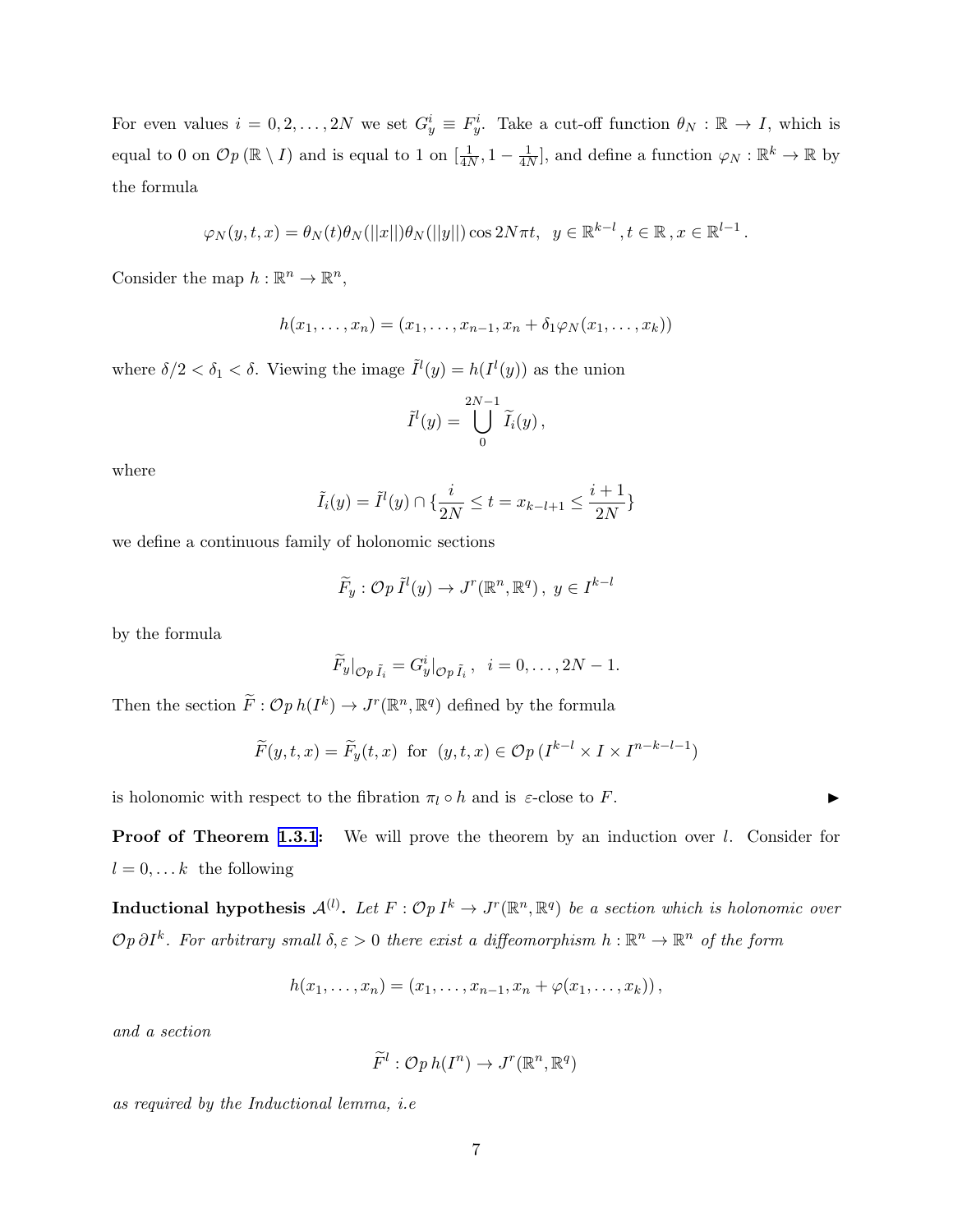For even values $i = 0, 2, \ldots, 2N$ we set $G^i_y \equiv F^i_y$. Take a cut-off function $\theta_N : \mathbb{R} \to I$, which is equal to 0 on $\mathcal{O}p\,(\mathbb{R} \setminus I)$ and is equal to 1 on $[\frac{1}{4N}, 1 - \frac{1}{4N}]$, and define a function $\varphi_N : \mathbb{R}^k \to \mathbb{R}$ by the formula

$$\varphi_N(y, t, x) = \theta_N(t)\theta_N(||x||)\theta_N(||y||)\cos 2N\pi t, \;\; y \in \mathbb{R}^{k-l}\,, t \in \mathbb{R}\,, x \in \mathbb{R}^{l-1}\,.$$

Consider the map $h : \mathbb{R}^n \to \mathbb{R}^n$,

$$h(x_1, \ldots, x_n) = (x_1, \ldots, x_{n-1}, x_n + \delta_1\varphi_N(x_1, \ldots, x_k))$$

where $\delta/2 < \delta_1 < \delta$. Viewing the image $\tilde{I}^l(y) = h(I^l(y))$ as the union

$$\tilde{I}^l(y) = \bigcup_0^{2N-1} \tilde{I}_i(y)\,,$$

where

$$\tilde{I}_i(y) = \tilde{I}^l(y) \cap \{\frac{i}{2N} \leq t = x_{k-l+1} \leq \frac{i+1}{2N}\}$$

we define a continuous family of holonomic sections

$$\widetilde{F}_y : \mathcal{O}p\,\tilde{I}^l(y) \to J^r(\mathbb{R}^n, \mathbb{R}^q)\,,\; y \in I^{k-l}$$

by the formula

$$\widetilde{F}_y|_{\mathcal{O}p\,\tilde{I}_i} = G^i_y|_{\mathcal{O}p\,\tilde{I}_i}\,,\;\; i = 0, \ldots, 2N-1.$$

Then the section $\widetilde{F} : \mathcal{O}p\,h(I^k) \to J^r(\mathbb{R}^n, \mathbb{R}^q)$ defined by the formula

$$\widetilde{F}(y, t, x) = \widetilde{F}_y(t, x) \;\text{ for }\; (y, t, x) \in \mathcal{O}p\,(I^{k-l} \times I \times I^{n-k-l-1})$$

is holonomic with respect to the fibration $\pi_l \circ h$ and is $\varepsilon$-close to $F$. ▸

**Proof of Theorem 1.3.1:** We will prove the theorem by an induction over $l$. Consider for $l = 0, \ldots k$ the following

**Inductional hypothesis $\mathcal{A}^{(l)}$.** *Let $F : \mathcal{O}p\,I^k \to J^r(\mathbb{R}^n, \mathbb{R}^q)$ be a section which is holonomic over $\mathcal{O}p\,\partial I^k$. For arbitrary small $\delta, \varepsilon > 0$ there exist a diffeomorphism $h : \mathbb{R}^n \to \mathbb{R}^n$ of the form*

$$h(x_1, \ldots, x_n) = (x_1, \ldots, x_{n-1}, x_n + \varphi(x_1, \ldots, x_k))\,,$$

*and a section*

$$\widetilde{F}^l : \mathcal{O}p\,h(I^n) \to J^r(\mathbb{R}^n, \mathbb{R}^q)$$

*as required by the Inductional lemma, i.e*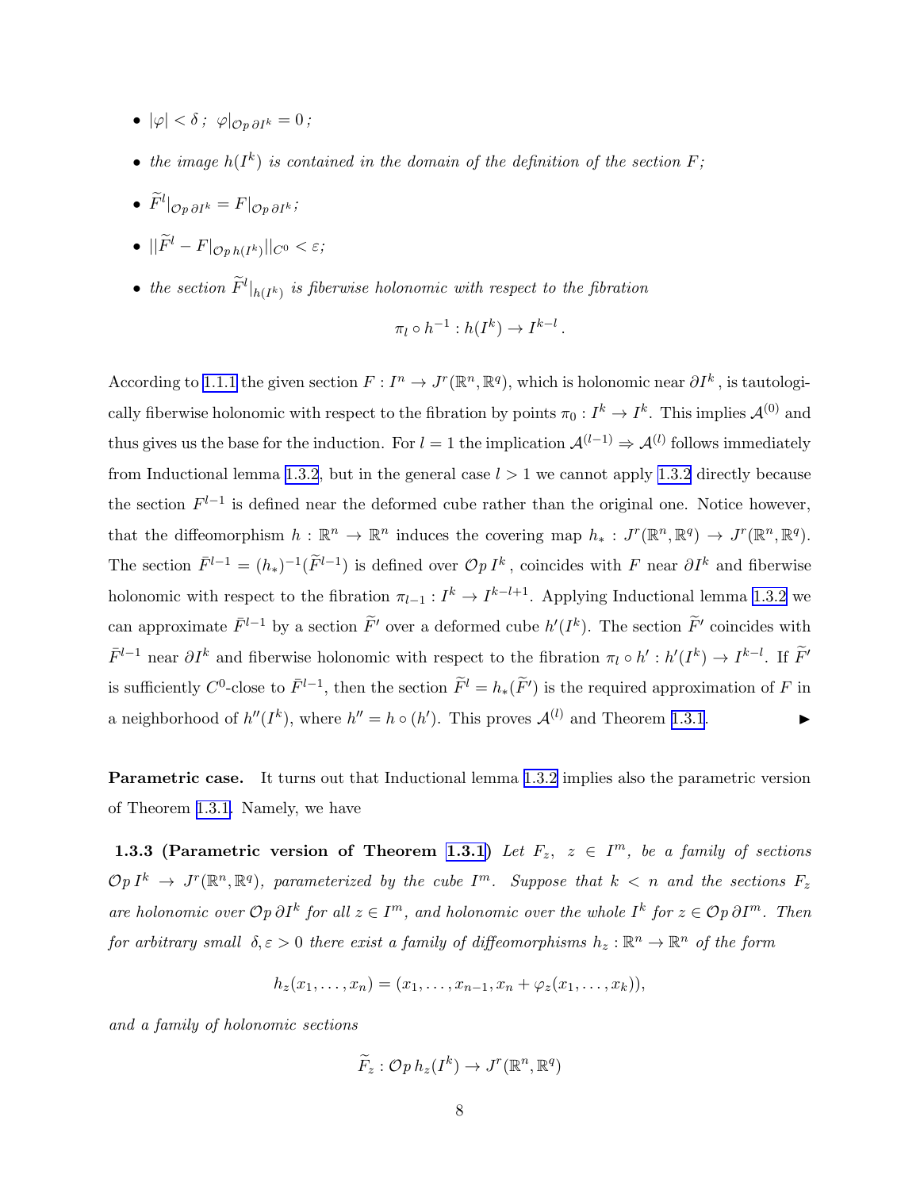- $|\varphi| < \delta$ ; $\varphi|_{\mathcal{O}p\,\partial I^k} = 0$ ;
- *the image $h(I^k)$ is contained in the domain of the definition of the section $F$;*
- $\widetilde{F}^l|_{\mathcal{O}p\,\partial I^k} = F|_{\mathcal{O}p\,\partial I^k}$ ;
- $||\widetilde{F}^l - F|_{\mathcal{O}p\,h(I^k)}||_{C^0} < \varepsilon$;
- *the section $\widetilde{F}^l|_{h(I^k)}$ is fiberwise holonomic with respect to the fibration*

$$\pi_l \circ h^{-1} : h(I^k) \to I^{k-l}.$$

According to 1.1.1 the given section $F : I^n \to J^r(\mathbb{R}^n, \mathbb{R}^q)$, which is holonomic near $\partial I^k$, is tautologically fiberwise holonomic with respect to the fibration by points $\pi_0 : I^k \to I^k$. This implies $\mathcal{A}^{(0)}$ and thus gives us the base for the induction. For $l = 1$ the implication $\mathcal{A}^{(l-1)} \Rightarrow \mathcal{A}^{(l)}$ follows immediately from Inductional lemma 1.3.2, but in the general case $l > 1$ we cannot apply 1.3.2 directly because the section $F^{l-1}$ is defined near the deformed cube rather than the original one. Notice however, that the diffeomorphism $h : \mathbb{R}^n \to \mathbb{R}^n$ induces the covering map $h_* : J^r(\mathbb{R}^n, \mathbb{R}^q) \to J^r(\mathbb{R}^n, \mathbb{R}^q)$. The section $\bar{F}^{l-1} = (h_*)^{-1}(\widetilde{F}^{l-1})$ is defined over $\mathcal{O}p\, I^k$, coincides with $F$ near $\partial I^k$ and fiberwise holonomic with respect to the fibration $\pi_{l-1} : I^k \to I^{k-l+1}$. Applying Inductional lemma 1.3.2 we can approximate $\bar{F}^{l-1}$ by a section $\widetilde{F}'$ over a deformed cube $h'(I^k)$. The section $\widetilde{F}'$ coincides with $\bar{F}^{l-1}$ near $\partial I^k$ and fiberwise holonomic with respect to the fibration $\pi_l \circ h' : h'(I^k) \to I^{k-l}$. If $\widetilde{F}'$ is sufficiently $C^0$-close to $\bar{F}^{l-1}$, then the section $\widetilde{F}^l = h_*(\widetilde{F}')$ is the required approximation of $F$ in a neighborhood of $h''(I^k)$, where $h'' = h \circ (h')$. This proves $\mathcal{A}^{(l)}$ and Theorem 1.3.1. ▶

**Parametric case.** It turns out that Inductional lemma 1.3.2 implies also the parametric version of Theorem 1.3.1. Namely, we have

**1.3.3 (Parametric version of Theorem 1.3.1)** *Let $F_z$, $z \in I^m$, be a family of sections $\mathcal{O}p\, I^k \to J^r(\mathbb{R}^n, \mathbb{R}^q)$, parameterized by the cube $I^m$. Suppose that $k < n$ and the sections $F_z$ are holonomic over $\mathcal{O}p\,\partial I^k$ for all $z \in I^m$, and holonomic over the whole $I^k$ for $z \in \mathcal{O}p\,\partial I^m$. Then for arbitrary small $\delta, \varepsilon > 0$ there exist a family of diffeomorphisms $h_z : \mathbb{R}^n \to \mathbb{R}^n$ of the form*

$$h_z(x_1, \dots, x_n) = (x_1, \dots, x_{n-1}, x_n + \varphi_z(x_1, \dots, x_k)),$$

*and a family of holonomic sections*

$$\widetilde{F}_z : \mathcal{O}p\, h_z(I^k) \to J^r(\mathbb{R}^n, \mathbb{R}^q)$$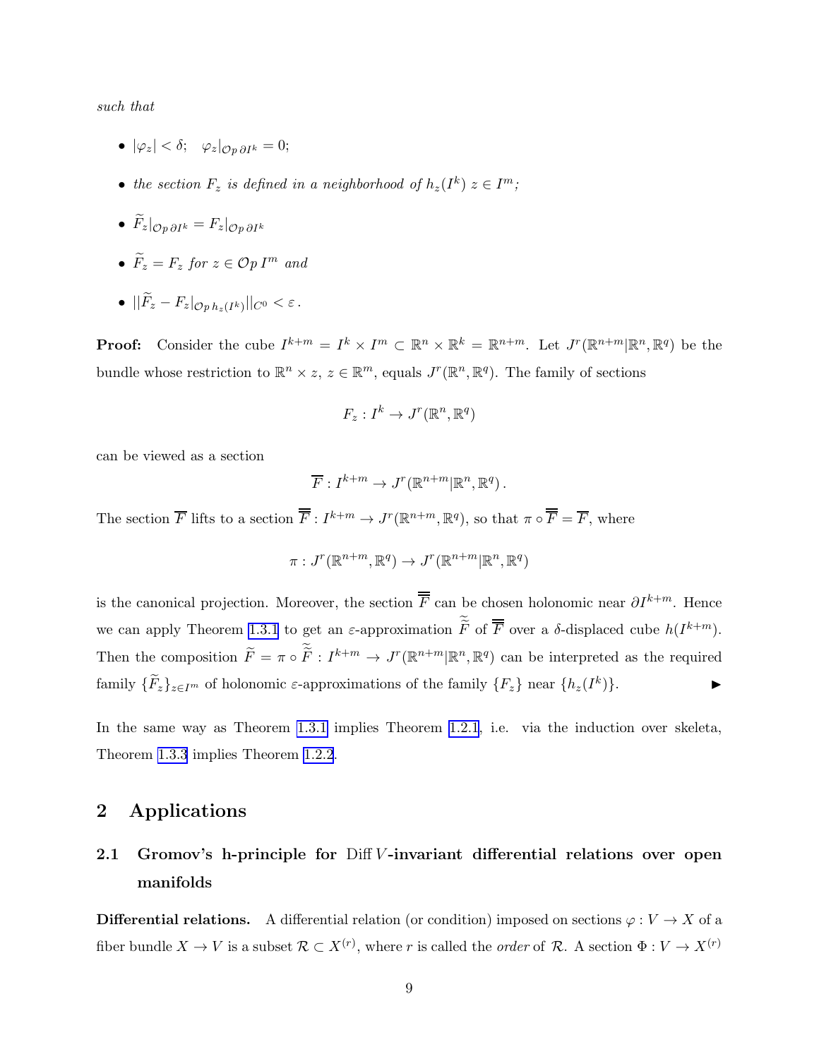*such that*

- $|\varphi_z| < \delta;\quad \varphi_z|_{\mathcal{O}p\,\partial I^k} = 0;$
- *the section* $F_z$ *is defined in a neighborhood of* $h_z(I^k)$ $z \in I^m$*;*
- $\widetilde{F}_z|_{\mathcal{O}p\,\partial I^k} = F_z|_{\mathcal{O}p\,\partial I^k}$
- $\widetilde{F}_z = F_z$ *for* $z \in \mathcal{O}p\, I^m$ *and*
- $||\widetilde{F}_z - F_z|_{\mathcal{O}p\, h_z(I^k)}||_{C^0} < \varepsilon\,.$

**Proof:** Consider the cube $I^{k+m} = I^k \times I^m \subset \mathbb{R}^n \times \mathbb{R}^k = \mathbb{R}^{n+m}$. Let $J^r(\mathbb{R}^{n+m}|\mathbb{R}^n, \mathbb{R}^q)$ be the bundle whose restriction to $\mathbb{R}^n \times z$, $z \in \mathbb{R}^m$, equals $J^r(\mathbb{R}^n, \mathbb{R}^q)$. The family of sections

$$F_z : I^k \to J^r(\mathbb{R}^n, \mathbb{R}^q)$$

can be viewed as a section

$$\overline{F} : I^{k+m} \to J^r(\mathbb{R}^{n+m}|\mathbb{R}^n, \mathbb{R}^q)\,.$$

The section $\overline{F}$ lifts to a section $\overline{\overline{F}} : I^{k+m} \to J^r(\mathbb{R}^{n+m}, \mathbb{R}^q)$, so that $\pi \circ \overline{\overline{F}} = \overline{F}$, where

$$\pi : J^r(\mathbb{R}^{n+m}, \mathbb{R}^q) \to J^r(\mathbb{R}^{n+m}|\mathbb{R}^n, \mathbb{R}^q)$$

is the canonical projection. Moreover, the section $\overline{\overline{F}}$ can be chosen holonomic near $\partial I^{k+m}$. Hence we can apply Theorem 1.3.1 to get an $\varepsilon$-approximation $\widetilde{\widetilde{F}}$ of $\overline{\overline{F}}$ over a $\delta$-displaced cube $h(I^{k+m})$. Then the composition $\widetilde{F} = \pi \circ \widetilde{\widetilde{F}} : I^{k+m} \to J^r(\mathbb{R}^{n+m}|\mathbb{R}^n, \mathbb{R}^q)$ can be interpreted as the required family $\{\widetilde{F}_z\}_{z \in I^m}$ of holonomic $\varepsilon$-approximations of the family $\{F_z\}$ near $\{h_z(I^k)\}$. ▶

In the same way as Theorem 1.3.1 implies Theorem 1.2.1, i.e. via the induction over skeleta, Theorem 1.3.3 implies Theorem 1.2.2.

# 2 Applications

## 2.1 Gromov's h-principle for Diff $V$-invariant differential relations over open manifolds

**Differential relations.** A differential relation (or condition) imposed on sections $\varphi : V \to X$ of a fiber bundle $X \to V$ is a subset $\mathcal{R} \subset X^{(r)}$, where $r$ is called the *order* of $\mathcal{R}$. A section $\Phi : V \to X^{(r)}$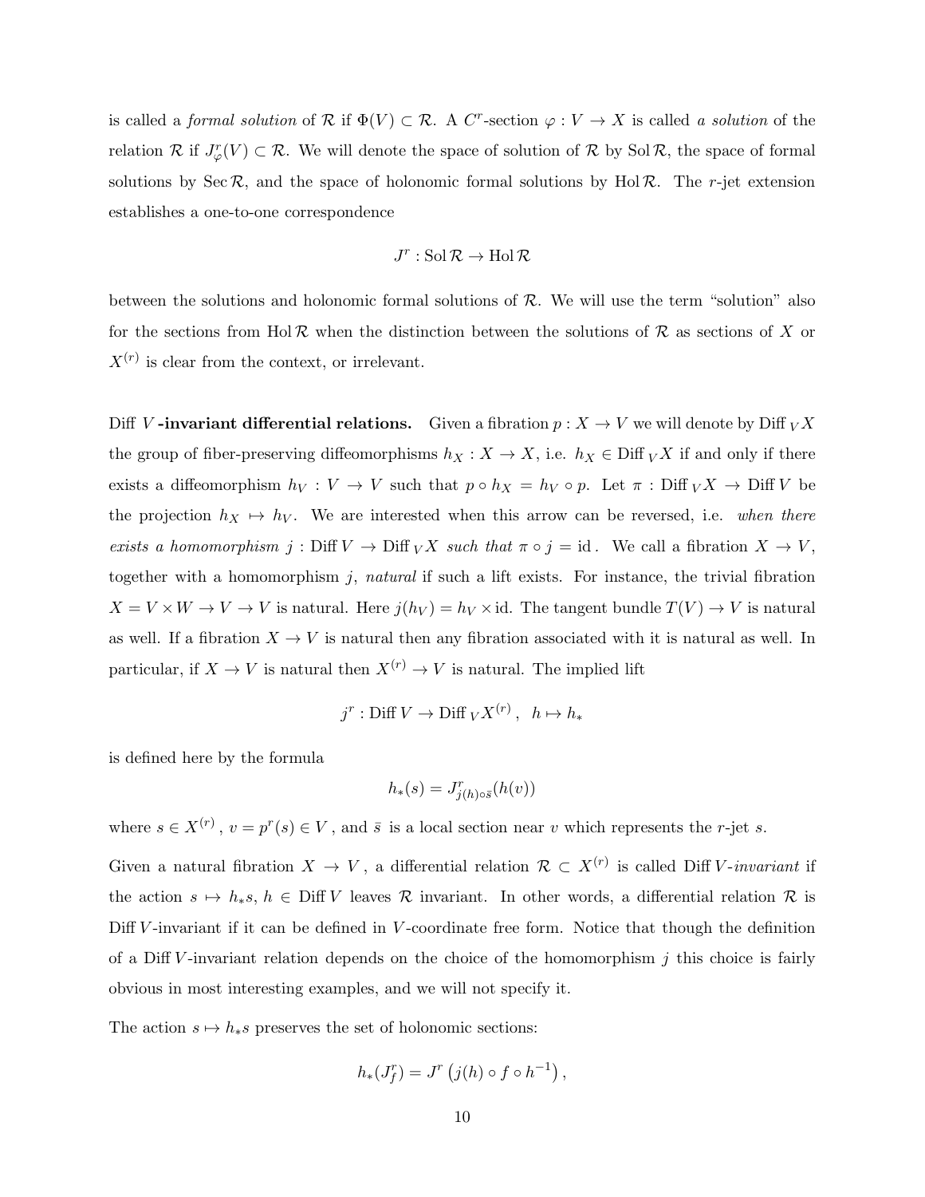is called a *formal solution* of $\mathcal{R}$ if $\Phi(V) \subset \mathcal{R}$. A $C^r$-section $\varphi : V \to X$ is called *a solution* of the relation $\mathcal{R}$ if $J^r_\varphi(V) \subset \mathcal{R}$. We will denote the space of solution of $\mathcal{R}$ by $\operatorname{Sol}\mathcal{R}$, the space of formal solutions by $\operatorname{Sec}\mathcal{R}$, and the space of holonomic formal solutions by $\operatorname{Hol}\mathcal{R}$. The $r$-jet extension establishes a one-to-one correspondence

$$J^r : \operatorname{Sol}\mathcal{R} \to \operatorname{Hol}\mathcal{R}$$

between the solutions and holonomic formal solutions of $\mathcal{R}$. We will use the term "solution" also for the sections from $\operatorname{Hol}\mathcal{R}$ when the distinction between the solutions of $\mathcal{R}$ as sections of $X$ or $X^{(r)}$ is clear from the context, or irrelevant.

**Diff $V$-invariant differential relations.** Given a fibration $p : X \to V$ we will denote by $\operatorname{Diff}_V X$ the group of fiber-preserving diffeomorphisms $h_X : X \to X$, i.e. $h_X \in \operatorname{Diff}_V X$ if and only if there exists a diffeomorphism $h_V : V \to V$ such that $p \circ h_X = h_V \circ p$. Let $\pi : \operatorname{Diff}_V X \to \operatorname{Diff} V$ be the projection $h_X \mapsto h_V$. We are interested when this arrow can be reversed, i.e. *when there exists a homomorphism $j : \operatorname{Diff} V \to \operatorname{Diff}_V X$ such that $\pi \circ j = \mathrm{id}$.* We call a fibration $X \to V$, together with a homomorphism $j$, *natural* if such a lift exists. For instance, the trivial fibration $X = V \times W \to V \to V$ is natural. Here $j(h_V) = h_V \times \mathrm{id}$. The tangent bundle $T(V) \to V$ is natural as well. If a fibration $X \to V$ is natural then any fibration associated with it is natural as well. In particular, if $X \to V$ is natural then $X^{(r)} \to V$ is natural. The implied lift

$$j^r : \operatorname{Diff} V \to \operatorname{Diff}_V X^{(r)}\,, \quad h \mapsto h_*$$

is defined here by the formula

$$h_*(s) = J^r_{j(h)\circ\bar{s}}(h(v))$$

where $s \in X^{(r)}$, $v = p^r(s) \in V$, and $\bar{s}$ is a local section near $v$ which represents the $r$-jet $s$.

Given a natural fibration $X \to V$, a differential relation $\mathcal{R} \subset X^{(r)}$ is called $\operatorname{Diff} V$*-invariant* if the action $s \mapsto h_* s$, $h \in \operatorname{Diff} V$ leaves $\mathcal{R}$ invariant. In other words, a differential relation $\mathcal{R}$ is $\operatorname{Diff} V$-invariant if it can be defined in $V$-coordinate free form. Notice that though the definition of a $\operatorname{Diff} V$-invariant relation depends on the choice of the homomorphism $j$ this choice is fairly obvious in most interesting examples, and we will not specify it.

The action $s \mapsto h_* s$ preserves the set of holonomic sections:

$$h_*(J^r_f) = J^r\left(j(h) \circ f \circ h^{-1}\right),$$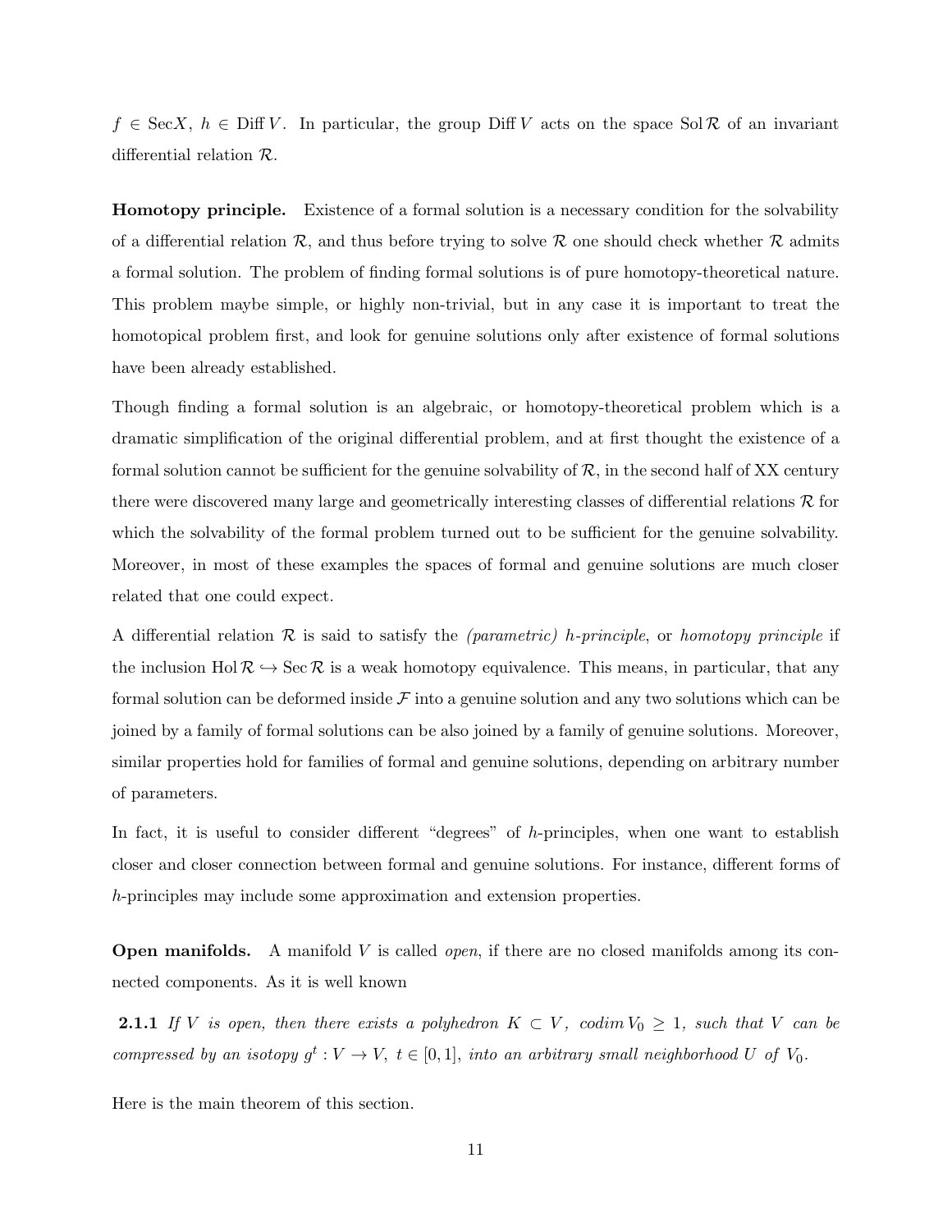$f \in \mathrm{Sec} X$, $h \in \mathrm{Diff}\, V$. In particular, the group $\mathrm{Diff}\, V$ acts on the space $\mathrm{Sol}\, \mathcal{R}$ of an invariant differential relation $\mathcal{R}$.

**Homotopy principle.** Existence of a formal solution is a necessary condition for the solvability of a differential relation $\mathcal{R}$, and thus before trying to solve $\mathcal{R}$ one should check whether $\mathcal{R}$ admits a formal solution. The problem of finding formal solutions is of pure homotopy-theoretical nature. This problem maybe simple, or highly non-trivial, but in any case it is important to treat the homotopical problem first, and look for genuine solutions only after existence of formal solutions have been already established.

Though finding a formal solution is an algebraic, or homotopy-theoretical problem which is a dramatic simplification of the original differential problem, and at first thought the existence of a formal solution cannot be sufficient for the genuine solvability of $\mathcal{R}$, in the second half of XX century there were discovered many large and geometrically interesting classes of differential relations $\mathcal{R}$ for which the solvability of the formal problem turned out to be sufficient for the genuine solvability. Moreover, in most of these examples the spaces of formal and genuine solutions are much closer related that one could expect.

A differential relation $\mathcal{R}$ is said to satisfy the *(parametric) h-principle*, or *homotopy principle* if the inclusion $\mathrm{Hol}\, \mathcal{R} \hookrightarrow \mathrm{Sec}\, \mathcal{R}$ is a weak homotopy equivalence. This means, in particular, that any formal solution can be deformed inside $\mathcal{F}$ into a genuine solution and any two solutions which can be joined by a family of formal solutions can be also joined by a family of genuine solutions. Moreover, similar properties hold for families of formal and genuine solutions, depending on arbitrary number of parameters.

In fact, it is useful to consider different "degrees" of $h$-principles, when one want to establish closer and closer connection between formal and genuine solutions. For instance, different forms of $h$-principles may include some approximation and extension properties.

**Open manifolds.** A manifold $V$ is called *open*, if there are no closed manifolds among its connected components. As it is well known

**2.1.1** *If $V$ is open, then there exists a polyhedron $K \subset V$, $codim\, V_0 \geq 1$, such that $V$ can be compressed by an isotopy $g^t : V \to V$, $t \in [0,1]$, into an arbitrary small neighborhood $U$ of $V_0$.*

Here is the main theorem of this section.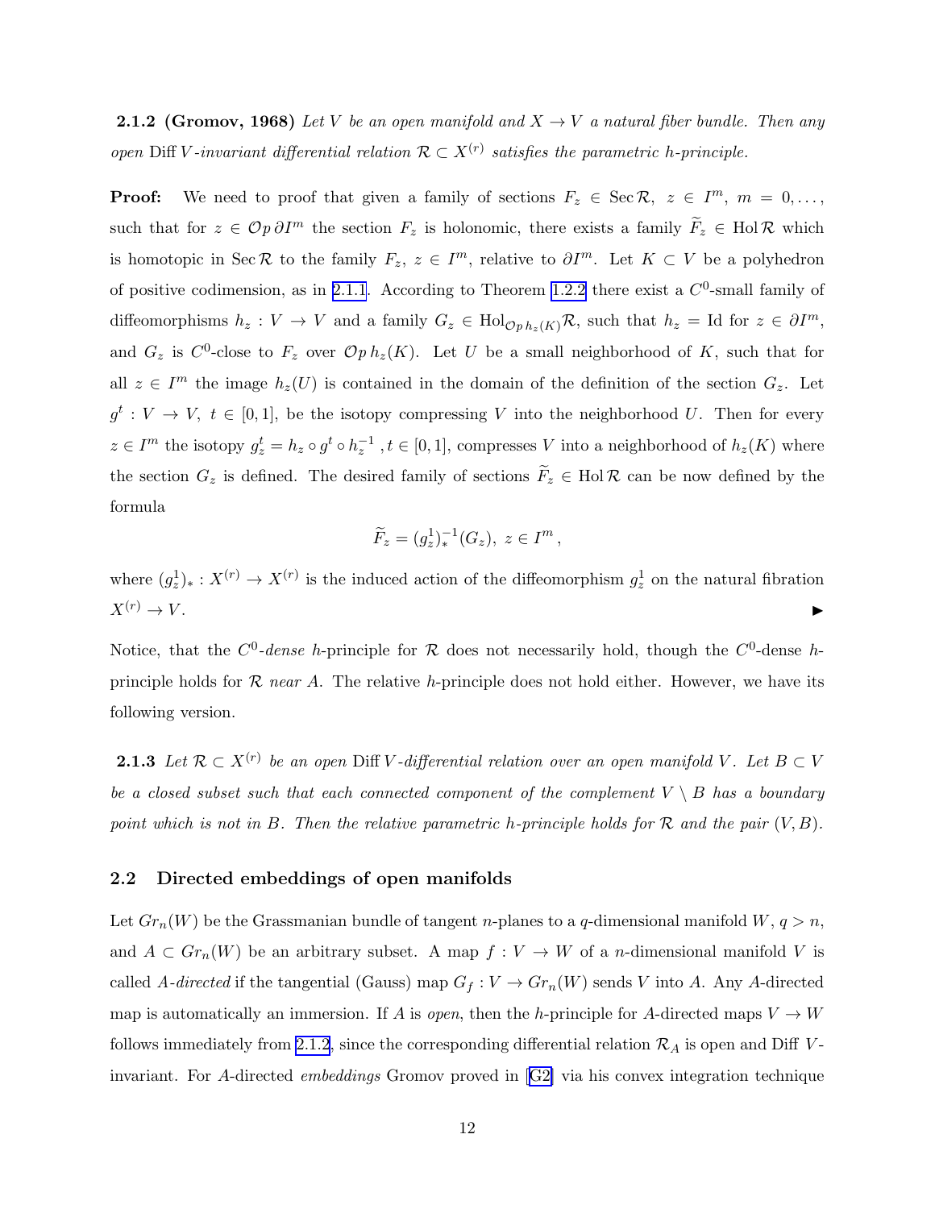**2.1.2 (Gromov, 1968)** *Let $V$ be an open manifold and $X \to V$ a natural fiber bundle. Then any open* $\mathrm{Diff}\, V$*-invariant differential relation $\mathcal{R} \subset X^{(r)}$ satisfies the parametric $h$-principle.*

**Proof:** We need to proof that given a family of sections $F_z \in \mathrm{Sec}\,\mathcal{R}$, $z \in I^m$, $m = 0, \dots,$ such that for $z \in \mathcal{O}p\,\partial I^m$ the section $F_z$ is holonomic, there exists a family $\widetilde{F}_z \in \mathrm{Hol}\,\mathcal{R}$ which is homotopic in $\mathrm{Sec}\,\mathcal{R}$ to the family $F_z$, $z \in I^m$, relative to $\partial I^m$. Let $K \subset V$ be a polyhedron of positive codimension, as in 2.1.1. According to Theorem 1.2.2 there exist a $C^0$-small family of diffeomorphisms $h_z : V \to V$ and a family $G_z \in \mathrm{Hol}_{\mathcal{O}p\,h_z(K)}\mathcal{R}$, such that $h_z = \mathrm{Id}$ for $z \in \partial I^m$, and $G_z$ is $C^0$-close to $F_z$ over $\mathcal{O}p\,h_z(K)$. Let $U$ be a small neighborhood of $K$, such that for all $z \in I^m$ the image $h_z(U)$ is contained in the domain of the definition of the section $G_z$. Let $g^t : V \to V$, $t \in [0,1]$, be the isotopy compressing $V$ into the neighborhood $U$. Then for every $z \in I^m$ the isotopy $g_z^t = h_z \circ g^t \circ h_z^{-1}$, $t \in [0,1]$, compresses $V$ into a neighborhood of $h_z(K)$ where the section $G_z$ is defined. The desired family of sections $\widetilde{F}_z \in \mathrm{Hol}\,\mathcal{R}$ can be now defined by the formula

$$\widetilde{F}_z = (g_z^1)_*^{-1}(G_z),\ z \in I^m\,,$$

where $(g_z^1)_* : X^{(r)} \to X^{(r)}$ is the induced action of the diffeomorphism $g_z^1$ on the natural fibration $X^{(r)} \to V$. ▸

Notice, that the $C^0$-*dense* $h$-principle for $\mathcal{R}$ does not necessarily hold, though the $C^0$-dense $h$-principle holds for $\mathcal{R}$ *near* $A$. The relative $h$-principle does not hold either. However, we have its following version.

**2.1.3** *Let $\mathcal{R} \subset X^{(r)}$ be an open* $\mathrm{Diff}\, V$*-differential relation over an open manifold $V$. Let $B \subset V$ be a closed subset such that each connected component of the complement $V \setminus B$ has a boundary point which is not in $B$. Then the relative parametric $h$-principle holds for $\mathcal{R}$ and the pair $(V, B)$.*

## 2.2 Directed embeddings of open manifolds

Let $Gr_n(W)$ be the Grassmanian bundle of tangent $n$-planes to a $q$-dimensional manifold $W$, $q > n$, and $A \subset Gr_n(W)$ be an arbitrary subset. A map $f : V \to W$ of a $n$-dimensional manifold $V$ is called $A$-*directed* if the tangential (Gauss) map $G_f : V \to Gr_n(W)$ sends $V$ into $A$. Any $A$-directed map is automatically an immersion. If $A$ is *open*, then the $h$-principle for $A$-directed maps $V \to W$ follows immediately from 2.1.2, since the corresponding differential relation $\mathcal{R}_A$ is open and $\mathrm{Diff}\ V$-invariant. For $A$-directed *embeddings* Gromov proved in [G2] via his convex integration technique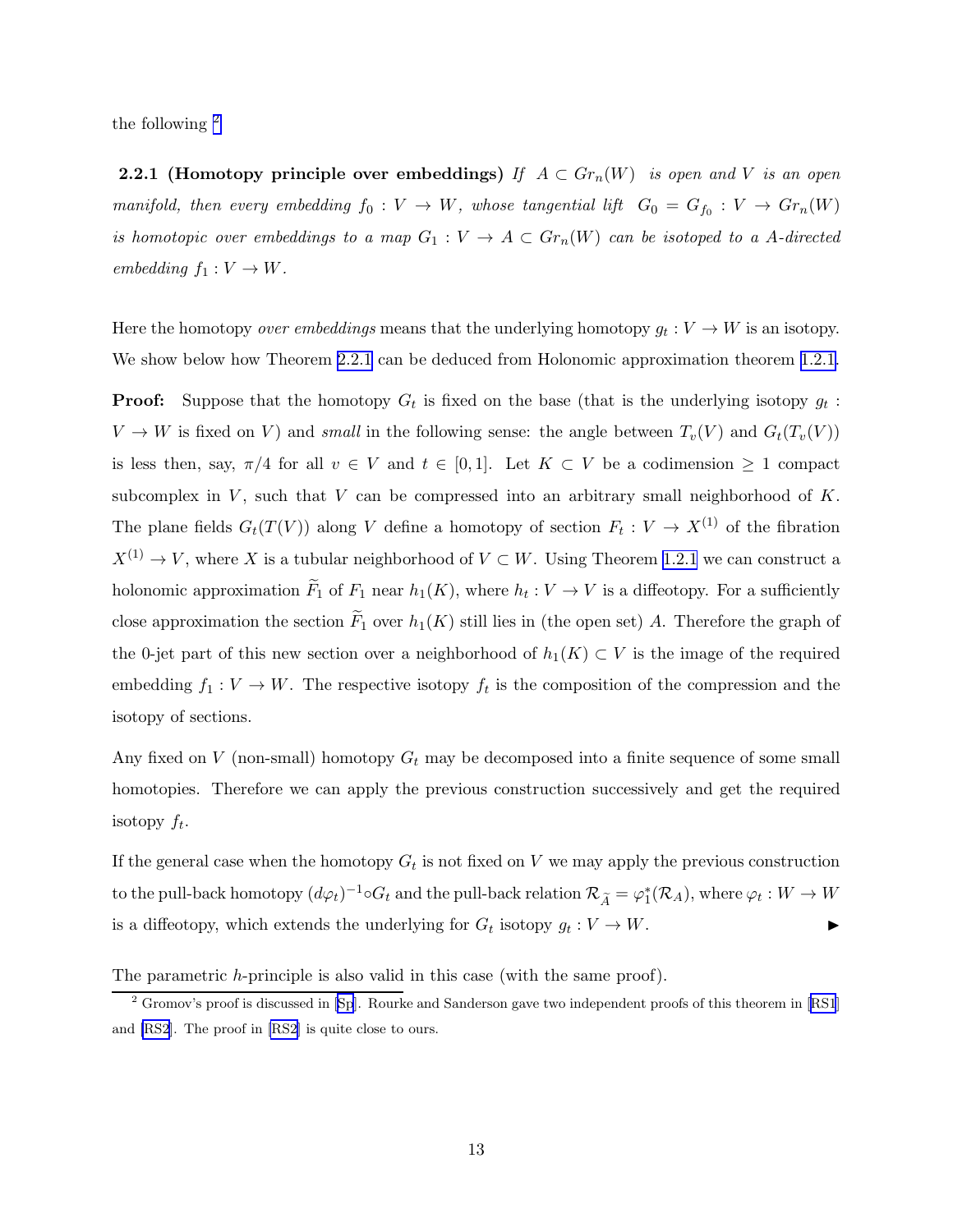the following [2]

**2.2.1 (Homotopy principle over embeddings)** *If $A \subset Gr_n(W)$ is open and $V$ is an open manifold, then every embedding $f_0 : V \to W$, whose tangential lift $G_0 = G_{f_0} : V \to Gr_n(W)$ is homotopic over embeddings to a map $G_1 : V \to A \subset Gr_n(W)$ can be isotoped to a $A$-directed embedding $f_1 : V \to W$.*

Here the homotopy *over embeddings* means that the underlying homotopy $g_t : V \to W$ is an isotopy. We show below how Theorem 2.2.1 can be deduced from Holonomic approximation theorem 1.2.1.

**Proof:** Suppose that the homotopy $G_t$ is fixed on the base (that is the underlying isotopy $g_t : V \to W$ is fixed on $V$) and *small* in the following sense: the angle between $T_v(V)$ and $G_t(T_v(V))$ is less then, say, $\pi/4$ for all $v \in V$ and $t \in [0,1]$. Let $K \subset V$ be a codimension $\geq 1$ compact subcomplex in $V$, such that $V$ can be compressed into an arbitrary small neighborhood of $K$. The plane fields $G_t(T(V))$ along $V$ define a homotopy of section $F_t : V \to X^{(1)}$ of the fibration $X^{(1)} \to V$, where $X$ is a tubular neighborhood of $V \subset W$. Using Theorem 1.2.1 we can construct a holonomic approximation $\widetilde{F}_1$ of $F_1$ near $h_1(K)$, where $h_t : V \to V$ is a diffeotopy. For a sufficiently close approximation the section $\widetilde{F}_1$ over $h_1(K)$ still lies in (the open set) $A$. Therefore the graph of the 0-jet part of this new section over a neighborhood of $h_1(K) \subset V$ is the image of the required embedding $f_1 : V \to W$. The respective isotopy $f_t$ is the composition of the compression and the isotopy of sections.

Any fixed on $V$ (non-small) homotopy $G_t$ may be decomposed into a finite sequence of some small homotopies. Therefore we can apply the previous construction successively and get the required isotopy $f_t$.

If the general case when the homotopy $G_t$ is not fixed on $V$ we may apply the previous construction to the pull-back homotopy $(d\varphi_t)^{-1} \circ G_t$ and the pull-back relation $\mathcal{R}_{\widetilde{A}} = \varphi_1^*(\mathcal{R}_A)$, where $\varphi_t : W \to W$ is a diffeotopy, which extends the underlying for $G_t$ isotopy $g_t : V \to W$. ▶

The parametric $h$-principle is also valid in this case (with the same proof).

[2] Gromov's proof is discussed in [Sp]. Rourke and Sanderson gave two independent proofs of this theorem in [RS1] and [RS2]. The proof in [RS2] is quite close to ours.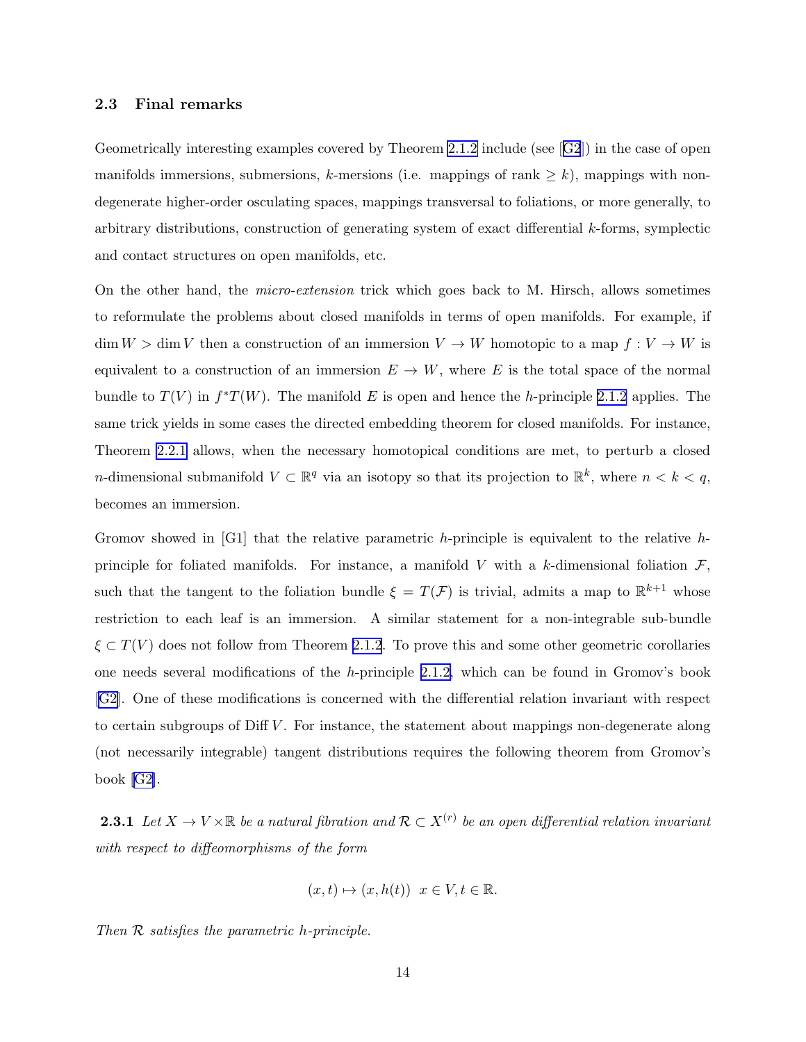### 2.3 Final remarks

Geometrically interesting examples covered by Theorem 2.1.2 include (see [G2]) in the case of open manifolds immersions, submersions, $k$-mersions (i.e. mappings of rank $\geq k$), mappings with non-degenerate higher-order osculating spaces, mappings transversal to foliations, or more generally, to arbitrary distributions, construction of generating system of exact differential $k$-forms, symplectic and contact structures on open manifolds, etc.

On the other hand, the *micro-extension* trick which goes back to M. Hirsch, allows sometimes to reformulate the problems about closed manifolds in terms of open manifolds. For example, if $\dim W > \dim V$ then a construction of an immersion $V \to W$ homotopic to a map $f : V \to W$ is equivalent to a construction of an immersion $E \to W$, where $E$ is the total space of the normal bundle to $T(V)$ in $f^*T(W)$. The manifold $E$ is open and hence the $h$-principle 2.1.2 applies. The same trick yields in some cases the directed embedding theorem for closed manifolds. For instance, Theorem 2.2.1 allows, when the necessary homotopical conditions are met, to perturb a closed $n$-dimensional submanifold $V \subset \mathbb{R}^q$ via an isotopy so that its projection to $\mathbb{R}^k$, where $n < k < q$, becomes an immersion.

Gromov showed in [G1] that the relative parametric $h$-principle is equivalent to the relative $h$-principle for foliated manifolds. For instance, a manifold $V$ with a $k$-dimensional foliation $\mathcal{F}$, such that the tangent to the foliation bundle $\xi = T(\mathcal{F})$ is trivial, admits a map to $\mathbb{R}^{k+1}$ whose restriction to each leaf is an immersion. A similar statement for a non-integrable sub-bundle $\xi \subset T(V)$ does not follow from Theorem 2.1.2. To prove this and some other geometric corollaries one needs several modifications of the $h$-principle 2.1.2, which can be found in Gromov's book [G2]. One of these modifications is concerned with the differential relation invariant with respect to certain subgroups of Diff $V$. For instance, the statement about mappings non-degenerate along (not necessarily integrable) tangent distributions requires the following theorem from Gromov's book [G2].

**2.3.1** *Let $X \to V \times \mathbb{R}$ be a natural fibration and $\mathcal{R} \subset X^{(r)}$ be an open differential relation invariant with respect to diffeomorphisms of the form*

$$(x, t) \mapsto (x, h(t)) \;\; x \in V, t \in \mathbb{R}.$$

*Then $\mathcal{R}$ satisfies the parametric $h$-principle.*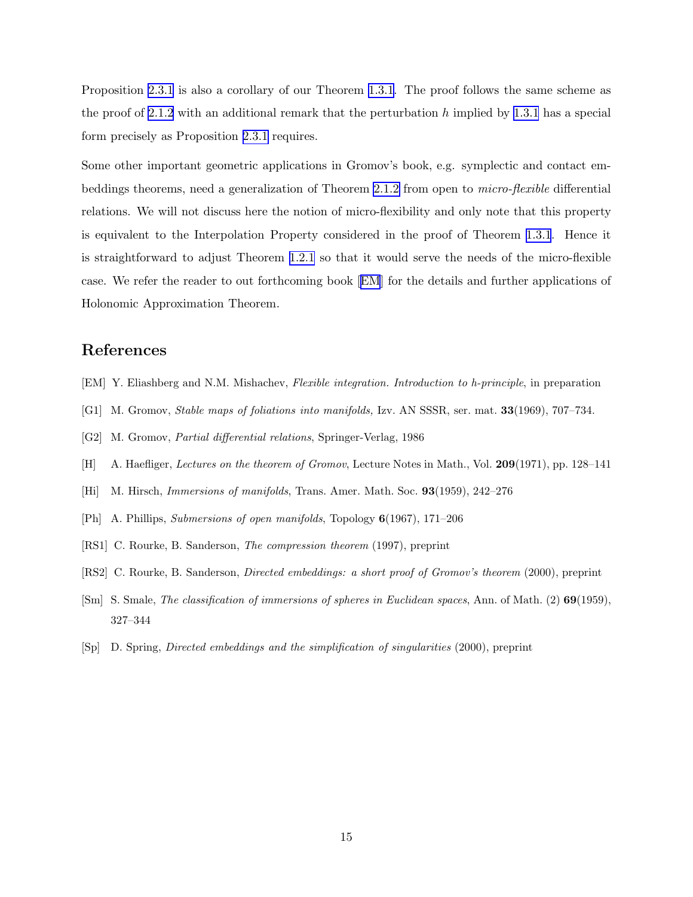Proposition 2.3.1 is also a corollary of our Theorem 1.3.1. The proof follows the same scheme as the proof of 2.1.2 with an additional remark that the perturbation $h$ implied by 1.3.1 has a special form precisely as Proposition 2.3.1 requires.

Some other important geometric applications in Gromov's book, e.g. symplectic and contact embeddings theorems, need a generalization of Theorem 2.1.2 from open to *micro-flexible* differential relations. We will not discuss here the notion of micro-flexibility and only note that this property is equivalent to the Interpolation Property considered in the proof of Theorem 1.3.1. Hence it is straightforward to adjust Theorem 1.2.1 so that it would serve the needs of the micro-flexible case. We refer the reader to out forthcoming book [EM] for the details and further applications of Holonomic Approximation Theorem.

## References

[EM] Y. Eliashberg and N.M. Mishachev, *Flexible integration. Introduction to h-principle*, in preparation

[G1] M. Gromov, *Stable maps of foliations into manifolds,* Izv. AN SSSR, ser. mat. **33**(1969), 707–734.

[G2] M. Gromov, *Partial differential relations*, Springer-Verlag, 1986

[H] A. Haefliger, *Lectures on the theorem of Gromov*, Lecture Notes in Math., Vol. **209**(1971), pp. 128–141

[Hi] M. Hirsch, *Immersions of manifolds*, Trans. Amer. Math. Soc. **93**(1959), 242–276

[Ph] A. Phillips, *Submersions of open manifolds*, Topology **6**(1967), 171–206

[RS1] C. Rourke, B. Sanderson, *The compression theorem* (1997), preprint

[RS2] C. Rourke, B. Sanderson, *Directed embeddings: a short proof of Gromov's theorem* (2000), preprint

[Sm] S. Smale, *The classification of immersions of spheres in Euclidean spaces*, Ann. of Math. (2) **69**(1959), 327–344

[Sp] D. Spring, *Directed embeddings and the simplification of singularities* (2000), preprint